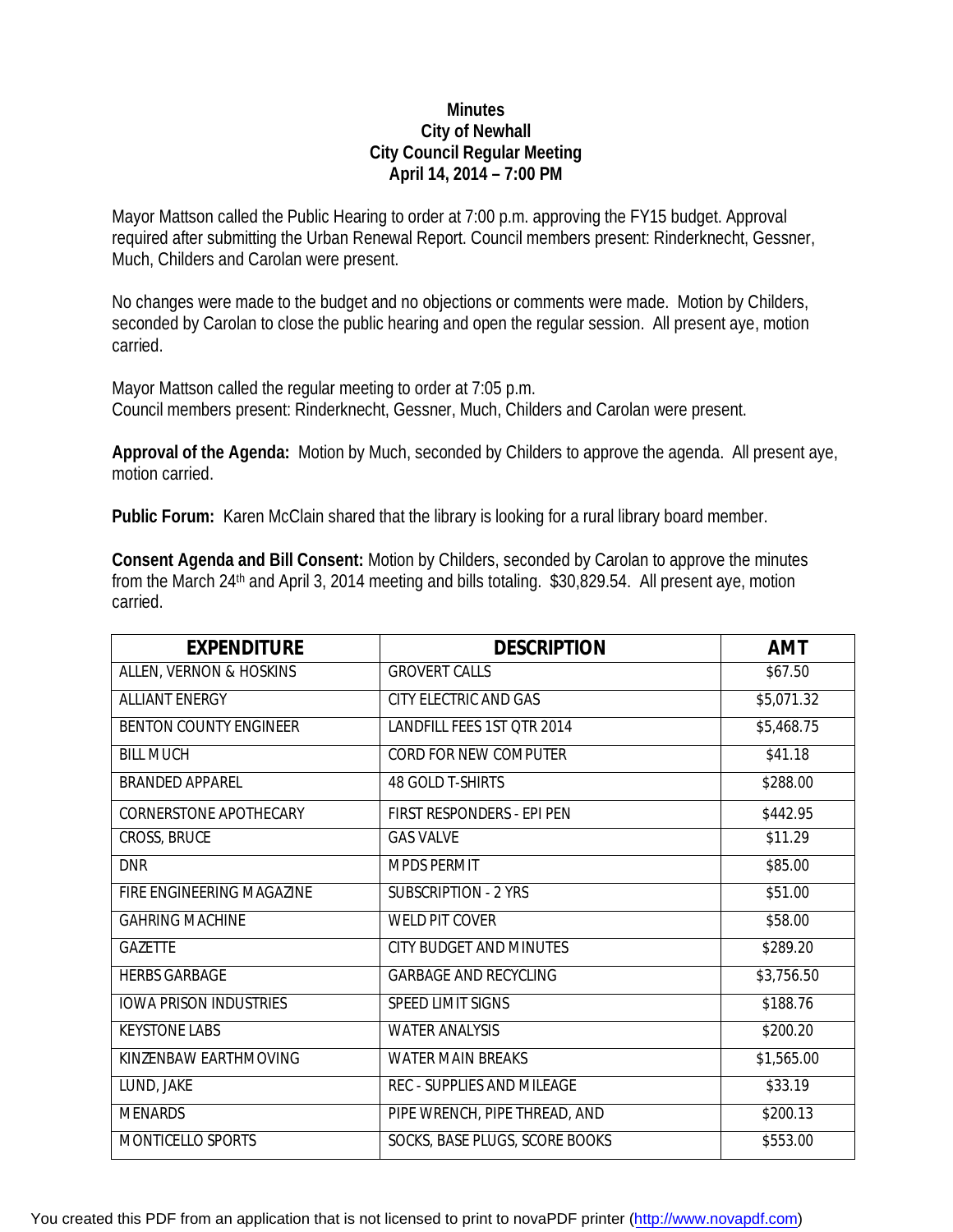**Minutes**
**City of Newhall**
**City Council Regular Meeting**
**April 14, 2014 – 7:00 PM**

Mayor Mattson called the Public Hearing to order at 7:00 p.m. approving the FY15 budget. Approval required after submitting the Urban Renewal Report. Council members present: Rinderknecht, Gessner, Much, Childers and Carolan were present.

No changes were made to the budget and no objections or comments were made. Motion by Childers, seconded by Carolan to close the public hearing and open the regular session. All present aye, motion carried.

Mayor Mattson called the regular meeting to order at 7:05 p.m.
Council members present: Rinderknecht, Gessner, Much, Childers and Carolan were present.

**Approval of the Agenda:** Motion by Much, seconded by Childers to approve the agenda. All present aye, motion carried.

**Public Forum:** Karen McClain shared that the library is looking for a rural library board member.

**Consent Agenda and Bill Consent:** Motion by Childers, seconded by Carolan to approve the minutes from the March 24th and April 3, 2014 meeting and bills totaling. $30,829.54. All present aye, motion carried.

| EXPENDITURE | DESCRIPTION | AMT |
|---|---|---|
| ALLEN, VERNON & HOSKINS | GROVERT CALLS | $67.50 |
| ALLIANT ENERGY | CITY ELECTRIC AND GAS | $5,071.32 |
| BENTON COUNTY ENGINEER | LANDFILL FEES 1ST QTR 2014 | $5,468.75 |
| BILL MUCH | CORD FOR NEW COMPUTER | $41.18 |
| BRANDED APPAREL | 48 GOLD T-SHIRTS | $288.00 |
| CORNERSTONE APOTHECARY | FIRST RESPONDERS - EPI PEN | $442.95 |
| CROSS, BRUCE | GAS VALVE | $11.29 |
| DNR | MPDS PERMIT | $85.00 |
| FIRE ENGINEERING MAGAZINE | SUBSCRIPTION - 2 YRS | $51.00 |
| GAHRING MACHINE | WELD PIT COVER | $58.00 |
| GAZETTE | CITY BUDGET AND MINUTES | $289.20 |
| HERBS GARBAGE | GARBAGE AND RECYCLING | $3,756.50 |
| IOWA PRISON INDUSTRIES | SPEED LIMIT SIGNS | $188.76 |
| KEYSTONE LABS | WATER ANALYSIS | $200.20 |
| KINZENBAW EARTHMOVING | WATER MAIN BREAKS | $1,565.00 |
| LUND, JAKE | REC - SUPPLIES AND MILEAGE | $33.19 |
| MENARDS | PIPE WRENCH, PIPE THREAD, AND | $200.13 |
| MONTICELLO SPORTS | SOCKS, BASE PLUGS, SCORE BOOKS | $553.00 |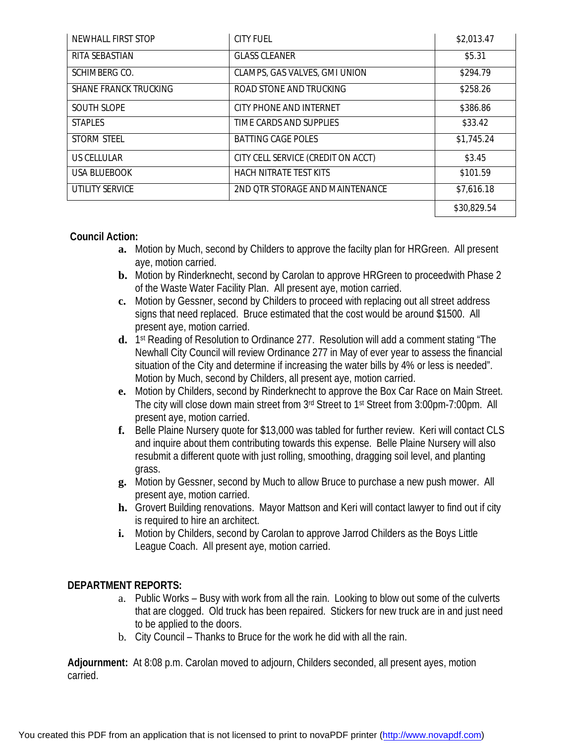| NEWHALL FIRST STOP | CITY FUEL | $2,013.47 |
|---|---|---|
| RITA SEBASTIAN | GLASS CLEANER | $5.31 |
| SCHIMBERG CO. | CLAMPS, GAS VALVES, GMI UNION | $294.79 |
| SHANE FRANCK TRUCKING | ROAD STONE AND TRUCKING | $258.26 |
| SOUTH SLOPE | CITY PHONE AND INTERNET | $386.86 |
| STAPLES | TIME CARDS AND SUPPLIES | $33.42 |
| STORM STEEL | BATTING CAGE POLES | $1,745.24 |
| US CELLULAR | CITY CELL SERVICE (CREDIT ON ACCT) | $3.45 |
| USA BLUEBOOK | HACH NITRATE TEST KITS | $101.59 |
| UTILITY SERVICE | 2ND QTR STORAGE AND MAINTENANCE | $7,616.18 |
| | | $30,829.54 |

**Council Action:**

**a.** Motion by Much, second by Childers to approve the facilty plan for HRGreen. All present aye, motion carried.

**b.** Motion by Rinderknecht, second by Carolan to approve HRGreen to proceedwith Phase 2 of the Waste Water Facility Plan. All present aye, motion carried.

**c.** Motion by Gessner, second by Childers to proceed with replacing out all street address signs that need replaced. Bruce estimated that the cost would be around $1500. All present aye, motion carried.

**d.** 1st Reading of Resolution to Ordinance 277. Resolution will add a comment stating "The Newhall City Council will review Ordinance 277 in May of ever year to assess the financial situation of the City and determine if increasing the water bills by 4% or less is needed". Motion by Much, second by Childers, all present aye, motion carried.

**e.** Motion by Childers, second by Rinderknecht to approve the Box Car Race on Main Street. The city will close down main street from 3rd Street to 1st Street from 3:00pm-7:00pm. All present aye, motion carried.

**f.** Belle Plaine Nursery quote for $13,000 was tabled for further review. Keri will contact CLS and inquire about them contributing towards this expense. Belle Plaine Nursery will also resubmit a different quote with just rolling, smoothing, dragging soil level, and planting grass.

**g.** Motion by Gessner, second by Much to allow Bruce to purchase a new push mower. All present aye, motion carried.

**h.** Grovert Building renovations. Mayor Mattson and Keri will contact lawyer to find out if city is required to hire an architect.

**i.** Motion by Childers, second by Carolan to approve Jarrod Childers as the Boys Little League Coach. All present aye, motion carried.

**DEPARTMENT REPORTS:**

a. Public Works – Busy with work from all the rain. Looking to blow out some of the culverts that are clogged. Old truck has been repaired. Stickers for new truck are in and just need to be applied to the doors.

b. City Council – Thanks to Bruce for the work he did with all the rain.

**Adjournment:** At 8:08 p.m. Carolan moved to adjourn, Childers seconded, all present ayes, motion carried.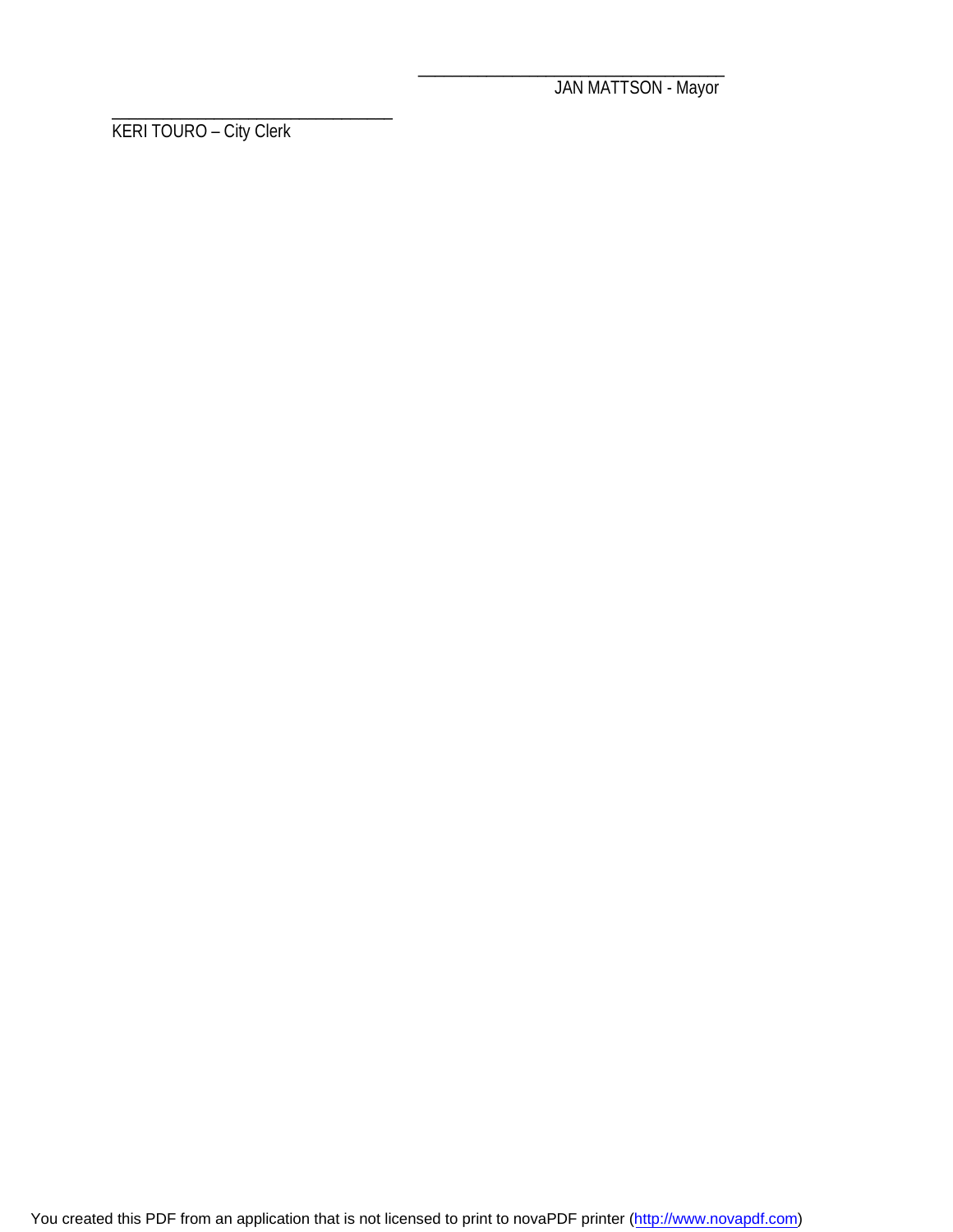\_\_\_\_\_\_\_\_\_\_\_\_\_\_\_\_\_\_\_\_\_\_\_\_\_\_\_\_\_\_\_\_\_\_

JAN MATTSON - Mayor

\_\_\_\_\_\_\_\_\_\_\_\_\_\_\_\_\_\_\_\_\_\_\_\_\_\_\_\_\_\_\_\_

KERI TOURO – City Clerk

You created this PDF from an application that is not licensed to print to novaPDF printer (http://www.novapdf.com)